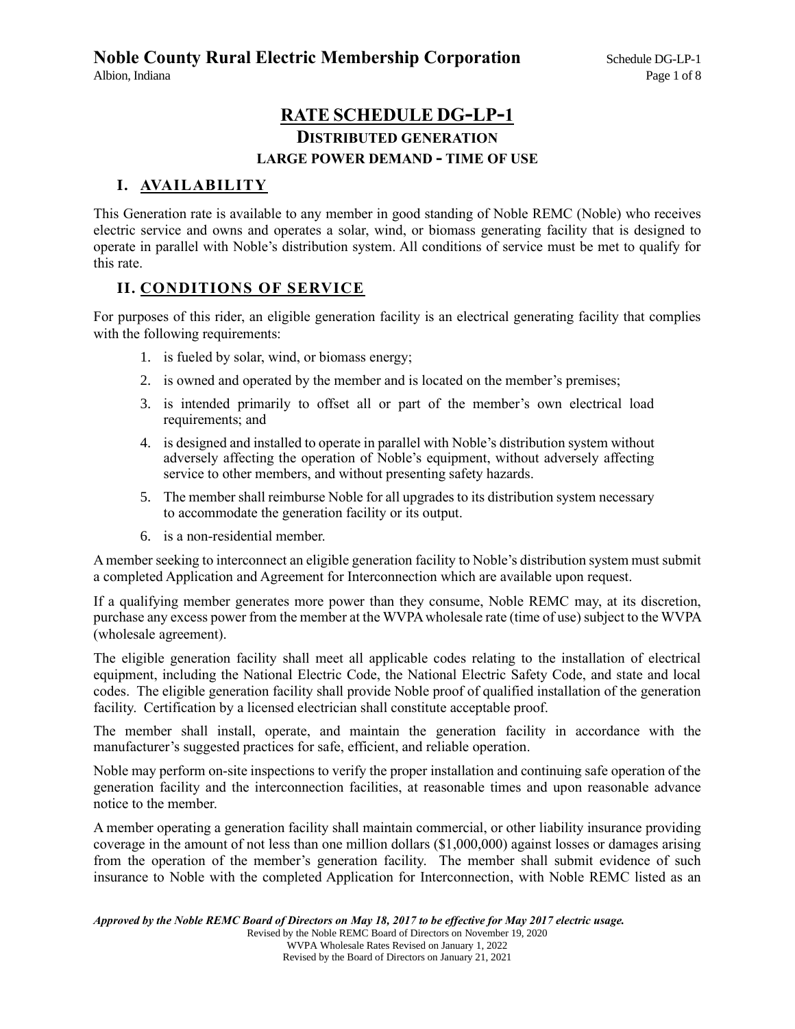# RATE SCHEDULE DG-LP-1

## DISTRIBUTED GENERATION

### LARGE POWER DEMAND - TIME OF USE

## I. AVAILABILITY

This Generation rate is available to any member in good standing of Noble REMC (Noble) who receives electric service and owns and operates a solar, wind, or biomass generating facility that is designed to operate in parallel with Noble's distribution system. All conditions of service must be met to qualify for this rate.

## II. CONDITIONS OF SERVICE

For purposes of this rider, an eligible generation facility is an electrical generating facility that complies with the following requirements:

1. is fueled by solar, wind, or biomass energy;
2. is owned and operated by the member and is located on the member's premises;
3. is intended primarily to offset all or part of the member's own electrical load requirements; and
4. is designed and installed to operate in parallel with Noble's distribution system without adversely affecting the operation of Noble's equipment, without adversely affecting service to other members, and without presenting safety hazards.
5. The member shall reimburse Noble for all upgrades to its distribution system necessary to accommodate the generation facility or its output.
6. is a non-residential member.

A member seeking to interconnect an eligible generation facility to Noble's distribution system must submit a completed Application and Agreement for Interconnection which are available upon request.

If a qualifying member generates more power than they consume, Noble REMC may, at its discretion, purchase any excess power from the member at the WVPA wholesale rate (time of use) subject to the WVPA (wholesale agreement).

The eligible generation facility shall meet all applicable codes relating to the installation of electrical equipment, including the National Electric Code, the National Electric Safety Code, and state and local codes. The eligible generation facility shall provide Noble proof of qualified installation of the generation facility. Certification by a licensed electrician shall constitute acceptable proof.

The member shall install, operate, and maintain the generation facility in accordance with the manufacturer's suggested practices for safe, efficient, and reliable operation.

Noble may perform on-site inspections to verify the proper installation and continuing safe operation of the generation facility and the interconnection facilities, at reasonable times and upon reasonable advance notice to the member.

A member operating a generation facility shall maintain commercial, or other liability insurance providing coverage in the amount of not less than one million dollars ($1,000,000) against losses or damages arising from the operation of the member's generation facility. The member shall submit evidence of such insurance to Noble with the completed Application for Interconnection, with Noble REMC listed as an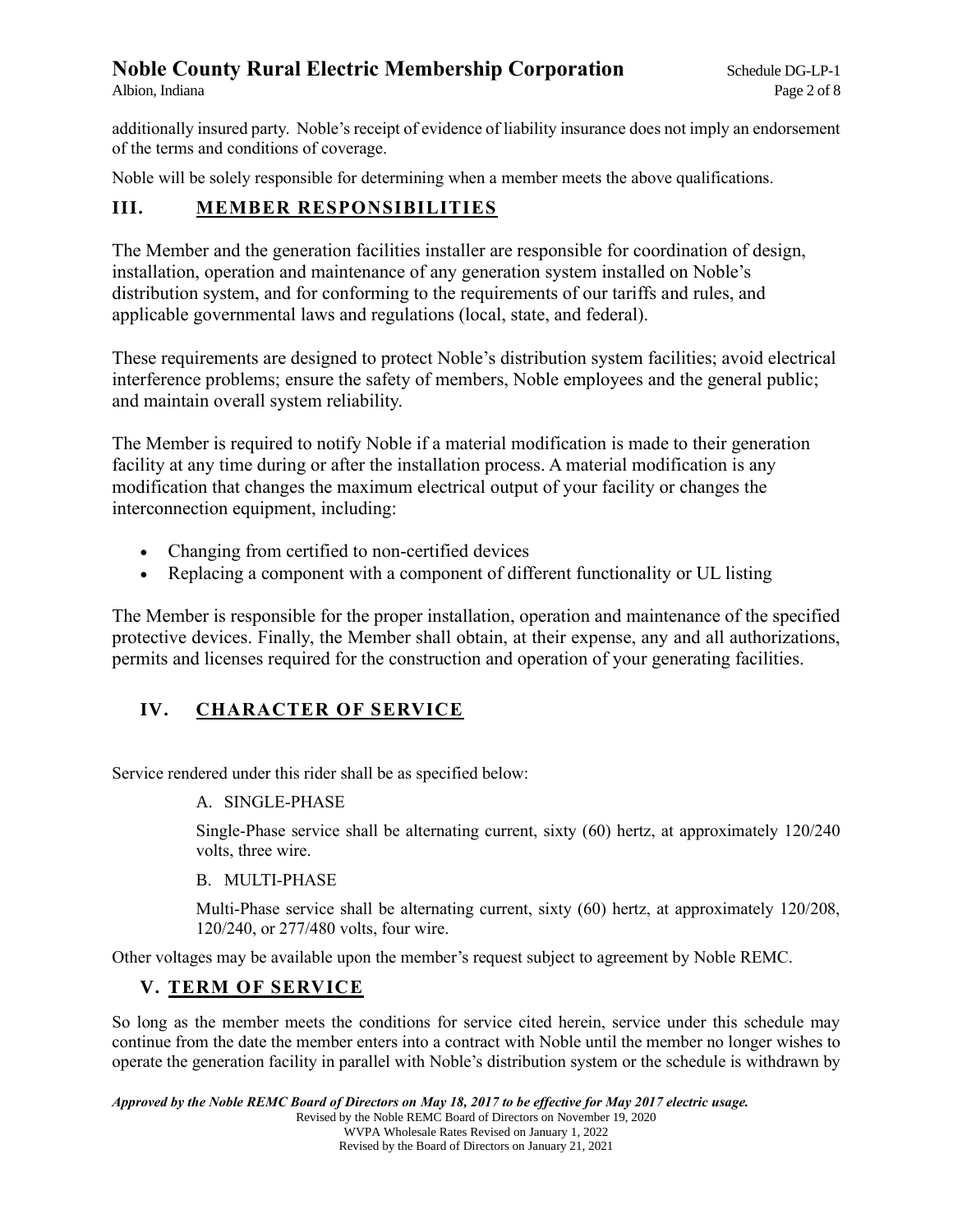additionally insured party. Noble's receipt of evidence of liability insurance does not imply an endorsement of the terms and conditions of coverage.

Noble will be solely responsible for determining when a member meets the above qualifications.

## III. MEMBER RESPONSIBILITIES

The Member and the generation facilities installer are responsible for coordination of design, installation, operation and maintenance of any generation system installed on Noble's distribution system, and for conforming to the requirements of our tariffs and rules, and applicable governmental laws and regulations (local, state, and federal).

These requirements are designed to protect Noble's distribution system facilities; avoid electrical interference problems; ensure the safety of members, Noble employees and the general public; and maintain overall system reliability.

The Member is required to notify Noble if a material modification is made to their generation facility at any time during or after the installation process. A material modification is any modification that changes the maximum electrical output of your facility or changes the interconnection equipment, including:

- Changing from certified to non-certified devices
- Replacing a component with a component of different functionality or UL listing

The Member is responsible for the proper installation, operation and maintenance of the specified protective devices. Finally, the Member shall obtain, at their expense, any and all authorizations, permits and licenses required for the construction and operation of your generating facilities.

## IV. CHARACTER OF SERVICE

Service rendered under this rider shall be as specified below:

A. SINGLE-PHASE

Single-Phase service shall be alternating current, sixty (60) hertz, at approximately 120/240 volts, three wire.

B. MULTI-PHASE

Multi-Phase service shall be alternating current, sixty (60) hertz, at approximately 120/208, 120/240, or 277/480 volts, four wire.

Other voltages may be available upon the member's request subject to agreement by Noble REMC.

## V. TERM OF SERVICE

So long as the member meets the conditions for service cited herein, service under this schedule may continue from the date the member enters into a contract with Noble until the member no longer wishes to operate the generation facility in parallel with Noble's distribution system or the schedule is withdrawn by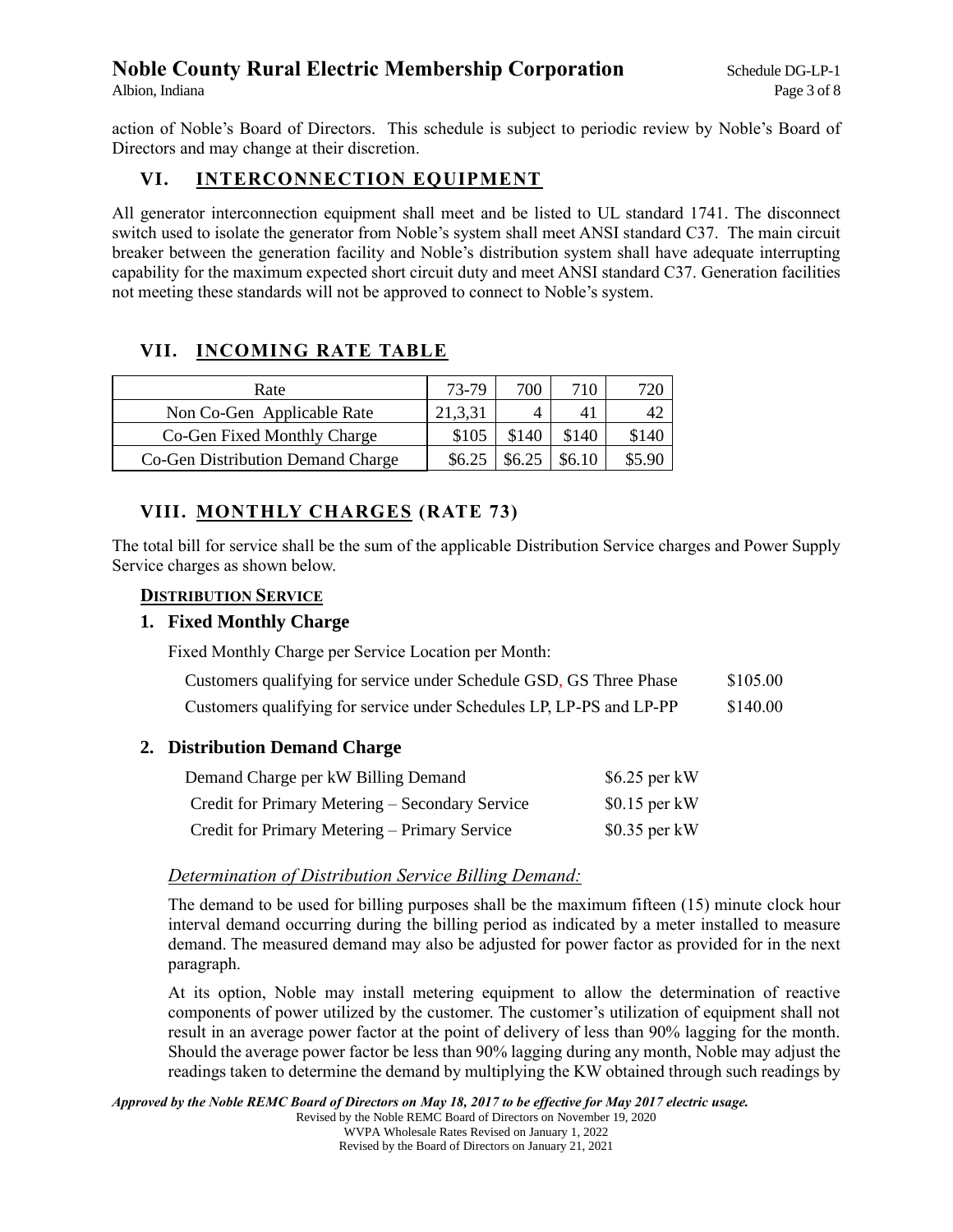action of Noble's Board of Directors. This schedule is subject to periodic review by Noble's Board of Directors and may change at their discretion.

## VI. INTERCONNECTION EQUIPMENT

All generator interconnection equipment shall meet and be listed to UL standard 1741. The disconnect switch used to isolate the generator from Noble's system shall meet ANSI standard C37. The main circuit breaker between the generation facility and Noble's distribution system shall have adequate interrupting capability for the maximum expected short circuit duty and meet ANSI standard C37. Generation facilities not meeting these standards will not be approved to connect to Noble's system.

## VII. INCOMING RATE TABLE

| Rate | 73-79 | 700 | 710 | 720 |
|---|---|---|---|---|
| Non Co-Gen Applicable Rate | 21,3,31 | 4 | 41 | 42 |
| Co-Gen Fixed Monthly Charge | \$105 | \$140 | \$140 | \$140 |
| Co-Gen Distribution Demand Charge | \$6.25 | \$6.25 | \$6.10 | \$5.90 |

## VIII. MONTHLY CHARGES (RATE 73)

The total bill for service shall be the sum of the applicable Distribution Service charges and Power Supply Service charges as shown below.

**DISTRIBUTION SERVICE**

### 1. Fixed Monthly Charge

Fixed Monthly Charge per Service Location per Month:

| | |
|---|---|
| Customers qualifying for service under Schedule GSD, GS Three Phase | \$105.00 |
| Customers qualifying for service under Schedules LP, LP-PS and LP-PP | \$140.00 |

### 2. Distribution Demand Charge

| | |
|---|---|
| Demand Charge per kW Billing Demand | \$6.25 per kW |
| Credit for Primary Metering – Secondary Service | \$0.15 per kW |
| Credit for Primary Metering – Primary Service | \$0.35 per kW |

*Determination of Distribution Service Billing Demand:*

The demand to be used for billing purposes shall be the maximum fifteen (15) minute clock hour interval demand occurring during the billing period as indicated by a meter installed to measure demand. The measured demand may also be adjusted for power factor as provided for in the next paragraph.

At its option, Noble may install metering equipment to allow the determination of reactive components of power utilized by the customer. The customer's utilization of equipment shall not result in an average power factor at the point of delivery of less than 90% lagging for the month. Should the average power factor be less than 90% lagging during any month, Noble may adjust the readings taken to determine the demand by multiplying the KW obtained through such readings by

***Approved by the Noble REMC Board of Directors on May 18, 2017 to be effective for May 2017 electric usage.***
Revised by the Noble REMC Board of Directors on November 19, 2020
WVPA Wholesale Rates Revised on January 1, 2022
Revised by the Board of Directors on January 21, 2021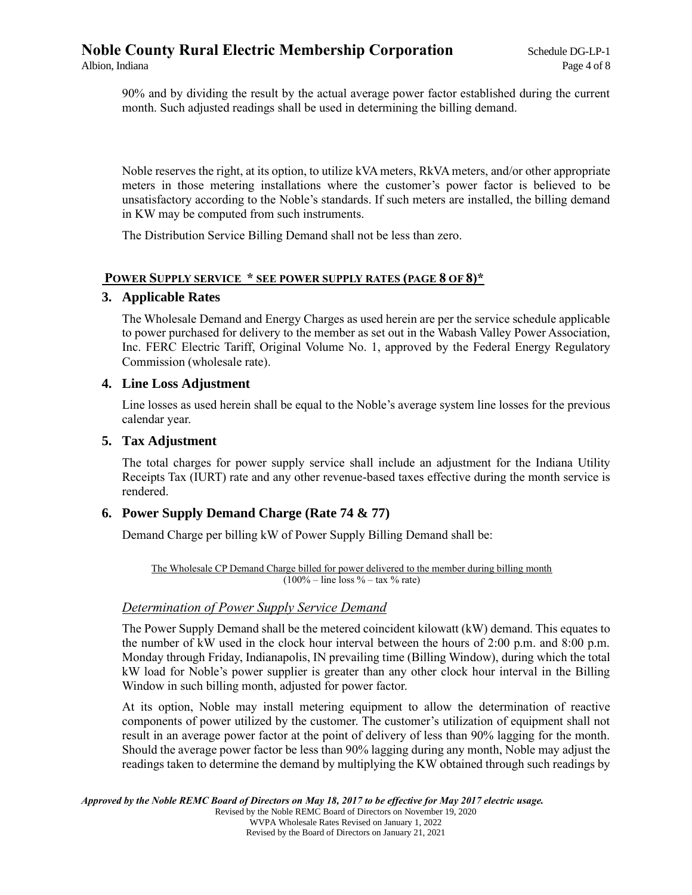90% and by dividing the result by the actual average power factor established during the current month. Such adjusted readings shall be used in determining the billing demand.

Noble reserves the right, at its option, to utilize kVA meters, RkVA meters, and/or other appropriate meters in those metering installations where the customer's power factor is believed to be unsatisfactory according to the Noble's standards. If such meters are installed, the billing demand in KW may be computed from such instruments.

The Distribution Service Billing Demand shall not be less than zero.

## POWER SUPPLY SERVICE * SEE POWER SUPPLY RATES (PAGE 8 OF 8)*

### 3. Applicable Rates

The Wholesale Demand and Energy Charges as used herein are per the service schedule applicable to power purchased for delivery to the member as set out in the Wabash Valley Power Association, Inc. FERC Electric Tariff, Original Volume No. 1, approved by the Federal Energy Regulatory Commission (wholesale rate).

### 4. Line Loss Adjustment

Line losses as used herein shall be equal to the Noble's average system line losses for the previous calendar year.

### 5. Tax Adjustment

The total charges for power supply service shall include an adjustment for the Indiana Utility Receipts Tax (IURT) rate and any other revenue-based taxes effective during the month service is rendered.

### 6. Power Supply Demand Charge (Rate 74 & 77)

Demand Charge per billing kW of Power Supply Billing Demand shall be:

$$\frac{\text{The Wholesale CP Demand Charge billed for power delivered to the member during billing month}}{(100\% - \text{line loss }\% - \text{tax }\%\text{ rate})}$$

*Determination of Power Supply Service Demand*

The Power Supply Demand shall be the metered coincident kilowatt (kW) demand. This equates to the number of kW used in the clock hour interval between the hours of 2:00 p.m. and 8:00 p.m. Monday through Friday, Indianapolis, IN prevailing time (Billing Window), during which the total kW load for Noble's power supplier is greater than any other clock hour interval in the Billing Window in such billing month, adjusted for power factor.

At its option, Noble may install metering equipment to allow the determination of reactive components of power utilized by the customer. The customer's utilization of equipment shall not result in an average power factor at the point of delivery of less than 90% lagging for the month. Should the average power factor be less than 90% lagging during any month, Noble may adjust the readings taken to determine the demand by multiplying the KW obtained through such readings by

***Approved by the Noble REMC Board of Directors on May 18, 2017 to be effective for May 2017 electric usage.***
Revised by the Noble REMC Board of Directors on November 19, 2020
WVPA Wholesale Rates Revised on January 1, 2022
Revised by the Board of Directors on January 21, 2021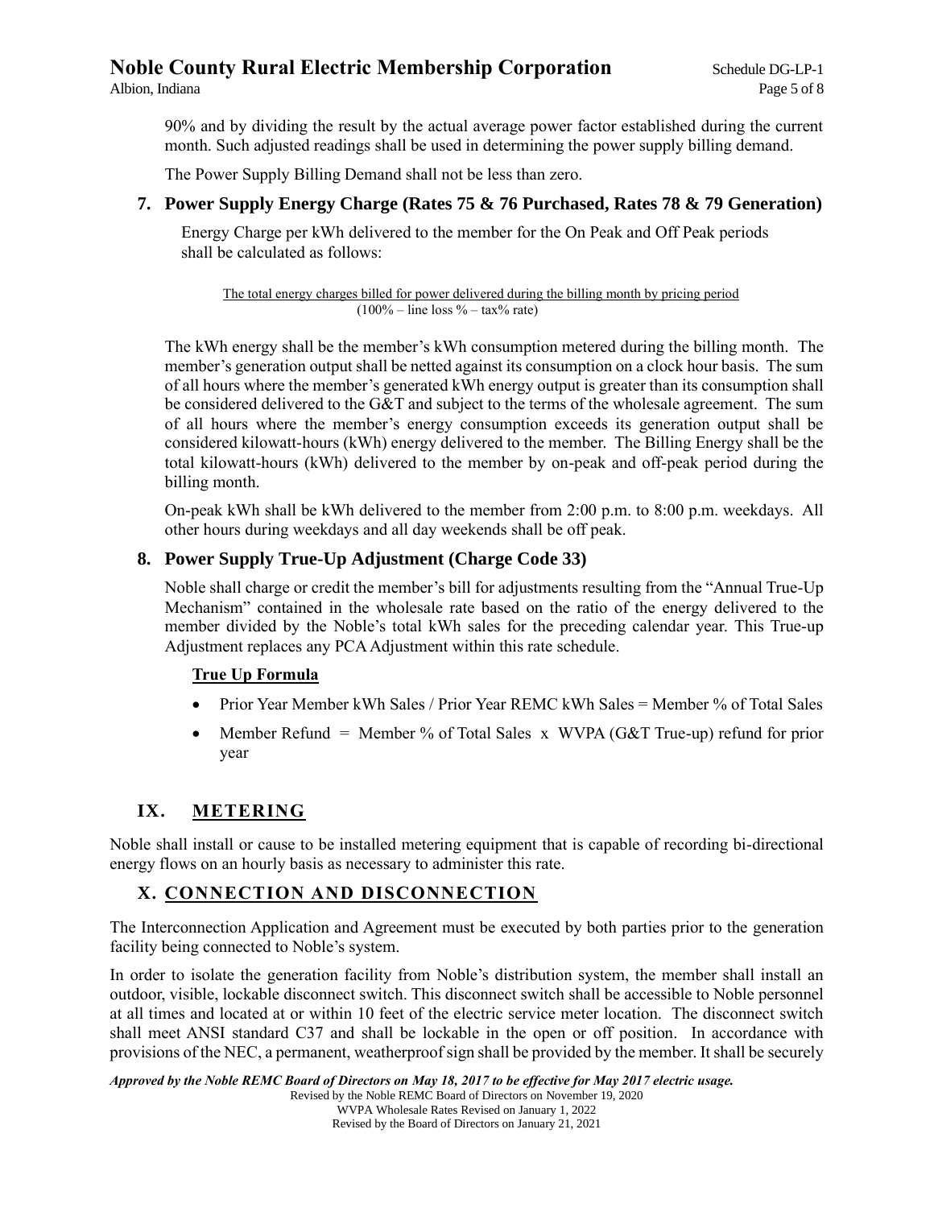90% and by dividing the result by the actual average power factor established during the current month. Such adjusted readings shall be used in determining the power supply billing demand.

The Power Supply Billing Demand shall not be less than zero.

### 7. Power Supply Energy Charge (Rates 75 & 76 Purchased, Rates 78 & 79 Generation)

Energy Charge per kWh delivered to the member for the On Peak and Off Peak periods shall be calculated as follows:

$$\frac{\text{The total energy charges billed for power delivered during the billing month by pricing period}}{(100\% - \text{line loss }\% - \text{tax}\%\text{ rate})}$$

The kWh energy shall be the member's kWh consumption metered during the billing month. The member's generation output shall be netted against its consumption on a clock hour basis. The sum of all hours where the member's generated kWh energy output is greater than its consumption shall be considered delivered to the G&T and subject to the terms of the wholesale agreement. The sum of all hours where the member's energy consumption exceeds its generation output shall be considered kilowatt-hours (kWh) energy delivered to the member. The Billing Energy shall be the total kilowatt-hours (kWh) delivered to the member by on-peak and off-peak period during the billing month.

On-peak kWh shall be kWh delivered to the member from 2:00 p.m. to 8:00 p.m. weekdays. All other hours during weekdays and all day weekends shall be off peak.

### 8. Power Supply True-Up Adjustment (Charge Code 33)

Noble shall charge or credit the member's bill for adjustments resulting from the "Annual True-Up Mechanism" contained in the wholesale rate based on the ratio of the energy delivered to the member divided by the Noble's total kWh sales for the preceding calendar year. This True-up Adjustment replaces any PCA Adjustment within this rate schedule.

**True Up Formula**

- Prior Year Member kWh Sales / Prior Year REMC kWh Sales = Member % of Total Sales
- Member Refund = Member % of Total Sales x WVPA (G&T True-up) refund for prior year

## IX. METERING

Noble shall install or cause to be installed metering equipment that is capable of recording bi-directional energy flows on an hourly basis as necessary to administer this rate.

## X. CONNECTION AND DISCONNECTION

The Interconnection Application and Agreement must be executed by both parties prior to the generation facility being connected to Noble's system.

In order to isolate the generation facility from Noble's distribution system, the member shall install an outdoor, visible, lockable disconnect switch. This disconnect switch shall be accessible to Noble personnel at all times and located at or within 10 feet of the electric service meter location. The disconnect switch shall meet ANSI standard C37 and shall be lockable in the open or off position. In accordance with provisions of the NEC, a permanent, weatherproof sign shall be provided by the member. It shall be securely

***Approved by the Noble REMC Board of Directors on May 18, 2017 to be effective for May 2017 electric usage.***
Revised by the Noble REMC Board of Directors on November 19, 2020
WVPA Wholesale Rates Revised on January 1, 2022
Revised by the Board of Directors on January 21, 2021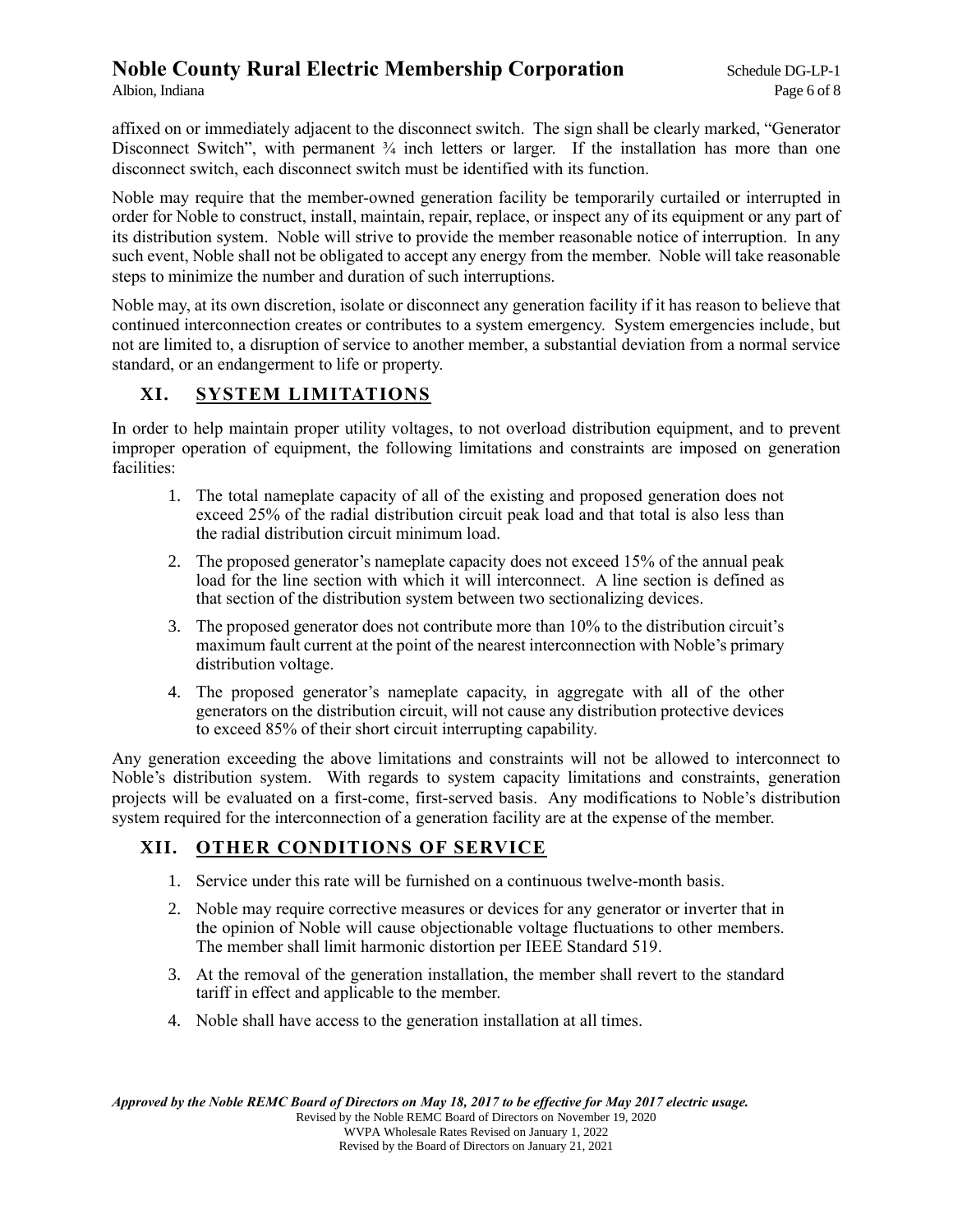affixed on or immediately adjacent to the disconnect switch. The sign shall be clearly marked, "Generator Disconnect Switch", with permanent ¾ inch letters or larger. If the installation has more than one disconnect switch, each disconnect switch must be identified with its function.

Noble may require that the member-owned generation facility be temporarily curtailed or interrupted in order for Noble to construct, install, maintain, repair, replace, or inspect any of its equipment or any part of its distribution system. Noble will strive to provide the member reasonable notice of interruption. In any such event, Noble shall not be obligated to accept any energy from the member. Noble will take reasonable steps to minimize the number and duration of such interruptions.

Noble may, at its own discretion, isolate or disconnect any generation facility if it has reason to believe that continued interconnection creates or contributes to a system emergency. System emergencies include, but not are limited to, a disruption of service to another member, a substantial deviation from a normal service standard, or an endangerment to life or property.

## XI. SYSTEM LIMITATIONS

In order to help maintain proper utility voltages, to not overload distribution equipment, and to prevent improper operation of equipment, the following limitations and constraints are imposed on generation facilities:

1. The total nameplate capacity of all of the existing and proposed generation does not exceed 25% of the radial distribution circuit peak load and that total is also less than the radial distribution circuit minimum load.
2. The proposed generator's nameplate capacity does not exceed 15% of the annual peak load for the line section with which it will interconnect. A line section is defined as that section of the distribution system between two sectionalizing devices.
3. The proposed generator does not contribute more than 10% to the distribution circuit's maximum fault current at the point of the nearest interconnection with Noble's primary distribution voltage.
4. The proposed generator's nameplate capacity, in aggregate with all of the other generators on the distribution circuit, will not cause any distribution protective devices to exceed 85% of their short circuit interrupting capability.

Any generation exceeding the above limitations and constraints will not be allowed to interconnect to Noble's distribution system. With regards to system capacity limitations and constraints, generation projects will be evaluated on a first-come, first-served basis. Any modifications to Noble's distribution system required for the interconnection of a generation facility are at the expense of the member.

## XII. OTHER CONDITIONS OF SERVICE

1. Service under this rate will be furnished on a continuous twelve-month basis.
2. Noble may require corrective measures or devices for any generator or inverter that in the opinion of Noble will cause objectionable voltage fluctuations to other members. The member shall limit harmonic distortion per IEEE Standard 519.
3. At the removal of the generation installation, the member shall revert to the standard tariff in effect and applicable to the member.
4. Noble shall have access to the generation installation at all times.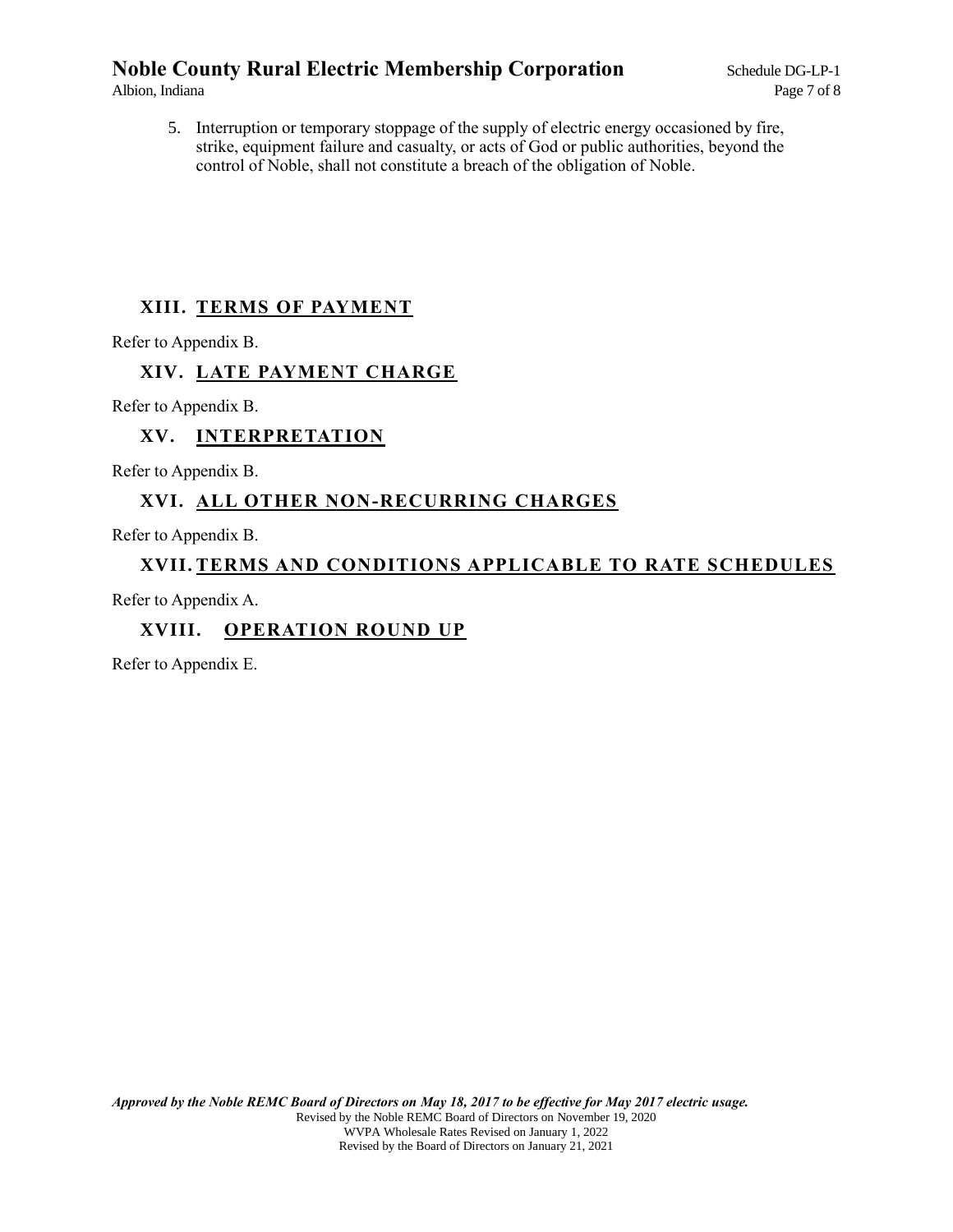5. Interruption or temporary stoppage of the supply of electric energy occasioned by fire, strike, equipment failure and casualty, or acts of God or public authorities, beyond the control of Noble, shall not constitute a breach of the obligation of Noble.

## XIII. TERMS OF PAYMENT

Refer to Appendix B.

## XIV. LATE PAYMENT CHARGE

Refer to Appendix B.

## XV. INTERPRETATION

Refer to Appendix B.

## XVI. ALL OTHER NON-RECURRING CHARGES

Refer to Appendix B.

## XVII. TERMS AND CONDITIONS APPLICABLE TO RATE SCHEDULES

Refer to Appendix A.

## XVIII. OPERATION ROUND UP

Refer to Appendix E.

***Approved by the Noble REMC Board of Directors on May 18, 2017 to be effective for May 2017 electric usage.***
Revised by the Noble REMC Board of Directors on November 19, 2020
WVPA Wholesale Rates Revised on January 1, 2022
Revised by the Board of Directors on January 21, 2021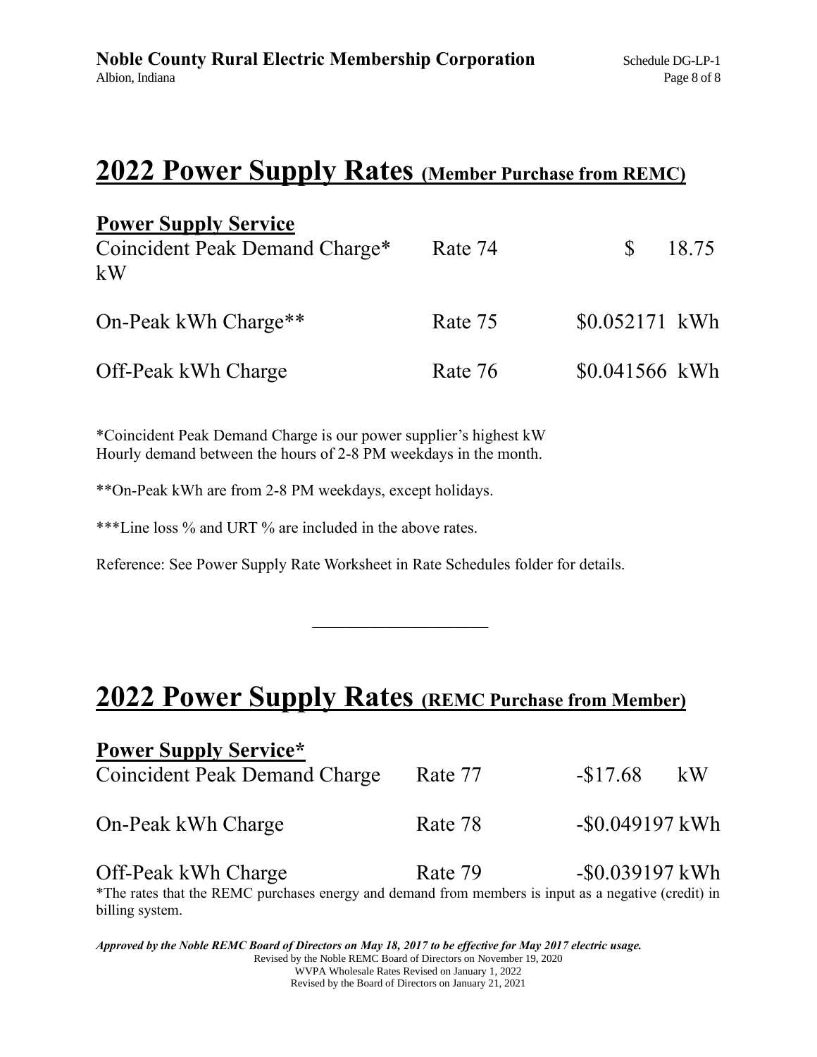# 2022 Power Supply Rates (Member Purchase from REMC)

## Power Supply Service

| | | |
|---|---|---|
| Coincident Peak Demand Charge* kW | Rate 74 | $ 18.75 |
| On-Peak kWh Charge** | Rate 75 | $0.052171 kWh |
| Off-Peak kWh Charge | Rate 76 | $0.041566 kWh |

*Coincident Peak Demand Charge is our power supplier's highest kW Hourly demand between the hours of 2-8 PM weekdays in the month.

**On-Peak kWh are from 2-8 PM weekdays, except holidays.

***Line loss % and URT % are included in the above rates.

Reference: See Power Supply Rate Worksheet in Rate Schedules folder for details.

---

# 2022 Power Supply Rates (REMC Purchase from Member)

## Power Supply Service*

| | | |
|---|---|---|
| Coincident Peak Demand Charge | Rate 77 | -$17.68 kW |
| On-Peak kWh Charge | Rate 78 | -$0.049197 kWh |
| Off-Peak kWh Charge | Rate 79 | -$0.039197 kWh |

*The rates that the REMC purchases energy and demand from members is input as a negative (credit) in billing system.

***Approved by the Noble REMC Board of Directors on May 18, 2017 to be effective for May 2017 electric usage.***

Revised by the Noble REMC Board of Directors on November 19, 2020

WVPA Wholesale Rates Revised on January 1, 2022

Revised by the Board of Directors on January 21, 2021